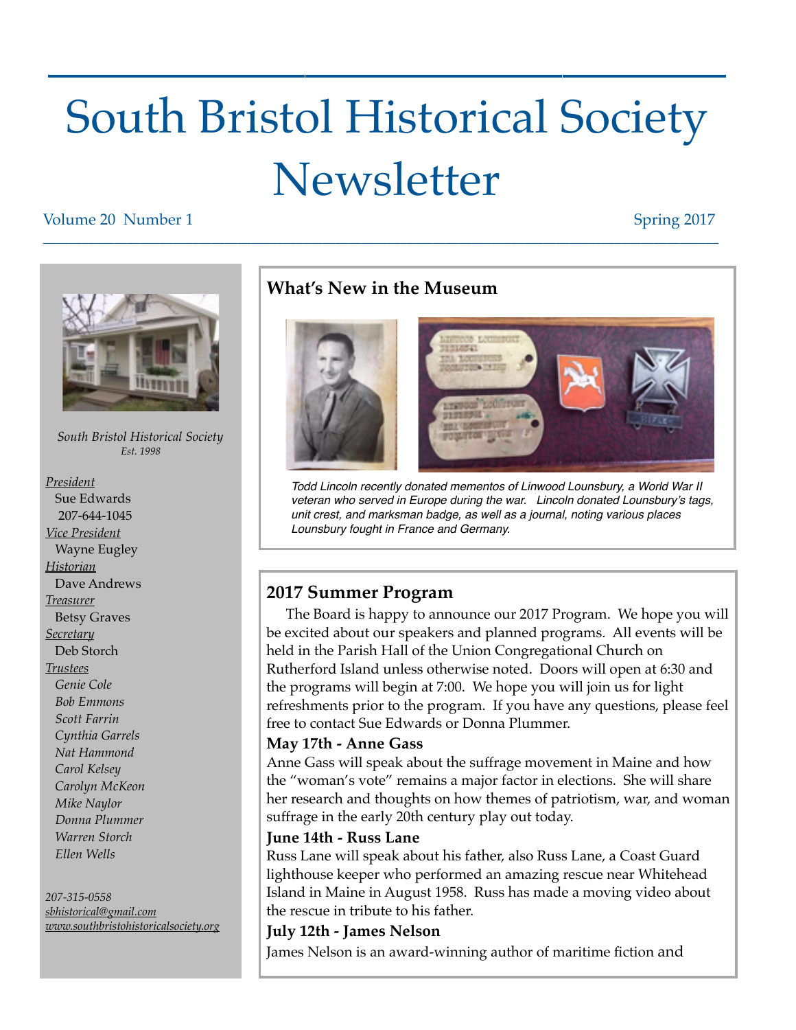# South Bristol Historical Society Newsletter

Volume 20 Number 1 Spring 2017

*South Bristol Historical Society*
*Est. 1998*

*President*
Sue Edwards
207-644-1045

*Vice President*
Wayne Eugley

*Historian*
Dave Andrews

*Treasurer*
Betsy Graves

*Secretary*
Deb Storch

*Trustees*
*Genie Cole*
*Bob Emmons*
*Scott Farrin*
*Cynthia Garrels*
*Nat Hammond*
*Carol Kelsey*
*Carolyn McKeon*
*Mike Naylor*
*Donna Plummer*
*Warren Storch*
*Ellen Wells*

*207-315-0558*
*sbhistorical@gmail.com*
*www.southbristolhistoricalsociety.org*

## What's New in the Museum

*Todd Lincoln recently donated mementos of Linwood Lounsbury, a World War II veteran who served in Europe during the war. Lincoln donated Lounsbury's tags, unit crest, and marksman badge, as well as a journal, noting various places Lounsbury fought in France and Germany.*

## 2017 Summer Program

The Board is happy to announce our 2017 Program. We hope you will be excited about our speakers and planned programs. All events will be held in the Parish Hall of the Union Congregational Church on Rutherford Island unless otherwise noted. Doors will open at 6:30 and the programs will begin at 7:00. We hope you will join us for light refreshments prior to the program. If you have any questions, please feel free to contact Sue Edwards or Donna Plummer.

**May 17th - Anne Gass**

Anne Gass will speak about the suffrage movement in Maine and how the "woman's vote" remains a major factor in elections. She will share her research and thoughts on how themes of patriotism, war, and woman suffrage in the early 20th century play out today.

**June 14th - Russ Lane**

Russ Lane will speak about his father, also Russ Lane, a Coast Guard lighthouse keeper who performed an amazing rescue near Whitehead Island in Maine in August 1958. Russ has made a moving video about the rescue in tribute to his father.

**July 12th - James Nelson**

James Nelson is an award-winning author of maritime fiction and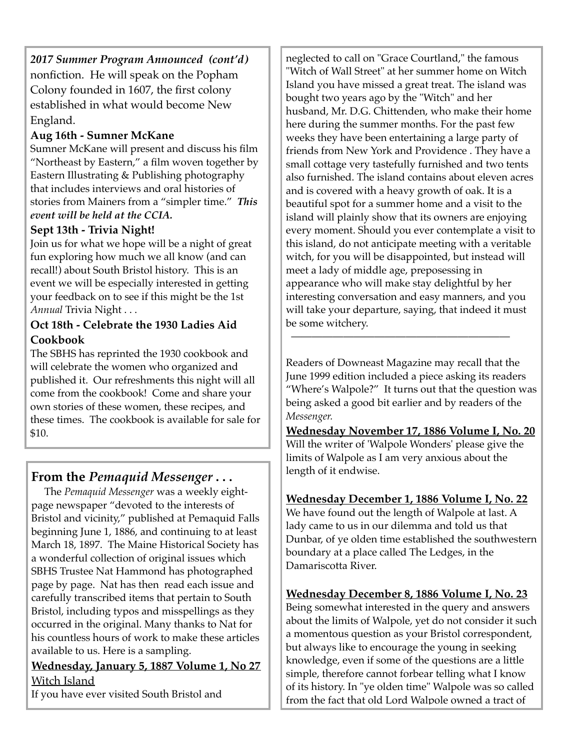***2017 Summer Program Announced (cont'd)***

nonfiction. He will speak on the Popham Colony founded in 1607, the first colony established in what would become New England.

**Aug 16th - Sumner McKane**

Sumner McKane will present and discuss his film "Northeast by Eastern," a film woven together by Eastern Illustrating & Publishing photography that includes interviews and oral histories of stories from Mainers from a "simpler time." ***This event will be held at the CCIA.***

**Sept 13th - Trivia Night!**

Join us for what we hope will be a night of great fun exploring how much we all know (and can recall!) about South Bristol history. This is an event we will be especially interested in getting your feedback on to see if this might be the 1st *Annual* Trivia Night . . .

**Oct 18th - Celebrate the 1930 Ladies Aid Cookbook**

The SBHS has reprinted the 1930 cookbook and will celebrate the women who organized and published it. Our refreshments this night will all come from the cookbook! Come and share your own stories of these women, these recipes, and these times. The cookbook is available for sale for $10.

## From the *Pemaquid Messenger . . .*

The *Pemaquid Messenger* was a weekly eight-page newspaper "devoted to the interests of Bristol and vicinity," published at Pemaquid Falls beginning June 1, 1886, and continuing to at least March 18, 1897. The Maine Historical Society has a wonderful collection of original issues which SBHS Trustee Nat Hammond has photographed page by page. Nat has then read each issue and carefully transcribed items that pertain to South Bristol, including typos and misspellings as they occurred in the original. Many thanks to Nat for his countless hours of work to make these articles available to us. Here is a sampling.

**Wednesday, January 5, 1887 Volume 1, No 27**

Witch Island

If you have ever visited South Bristol and neglected to call on "Grace Courtland," the famous "Witch of Wall Street" at her summer home on Witch Island you have missed a great treat. The island was bought two years ago by the "Witch" and her husband, Mr. D.G. Chittenden, who make their home here during the summer months. For the past few weeks they have been entertaining a large party of friends from New York and Providence . They have a small cottage very tastefully furnished and two tents also furnished. The island contains about eleven acres and is covered with a heavy growth of oak. It is a beautiful spot for a summer home and a visit to the island will plainly show that its owners are enjoying every moment. Should you ever contemplate a visit to this island, do not anticipate meeting with a veritable witch, for you will be disappointed, but instead will meet a lady of middle age, prepossessing in appearance who will make stay delightful by her interesting conversation and easy manners, and you will take your departure, saying, that indeed it must be some witchery.

---

Readers of Downeast Magazine may recall that the June 1999 edition included a piece asking its readers "Where's Walpole?" It turns out that the question was being asked a good bit earlier and by readers of the *Messenger.*

**Wednesday November 17, 1886 Volume I, No. 20**

Will the writer of 'Walpole Wonders' please give the limits of Walpole as I am very anxious about the length of it endwise.

**Wednesday December 1, 1886 Volume I, No. 22**

We have found out the length of Walpole at last. A lady came to us in our dilemma and told us that Dunbar, of ye olden time established the southwestern boundary at a place called The Ledges, in the Damariscotta River.

**Wednesday December 8, 1886 Volume I, No. 23**

Being somewhat interested in the query and answers about the limits of Walpole, yet do not consider it such a momentous question as your Bristol correspondent, but always like to encourage the young in seeking knowledge, even if some of the questions are a little simple, therefore cannot forbear telling what I know of its history. In "ye olden time" Walpole was so called from the fact that old Lord Walpole owned a tract of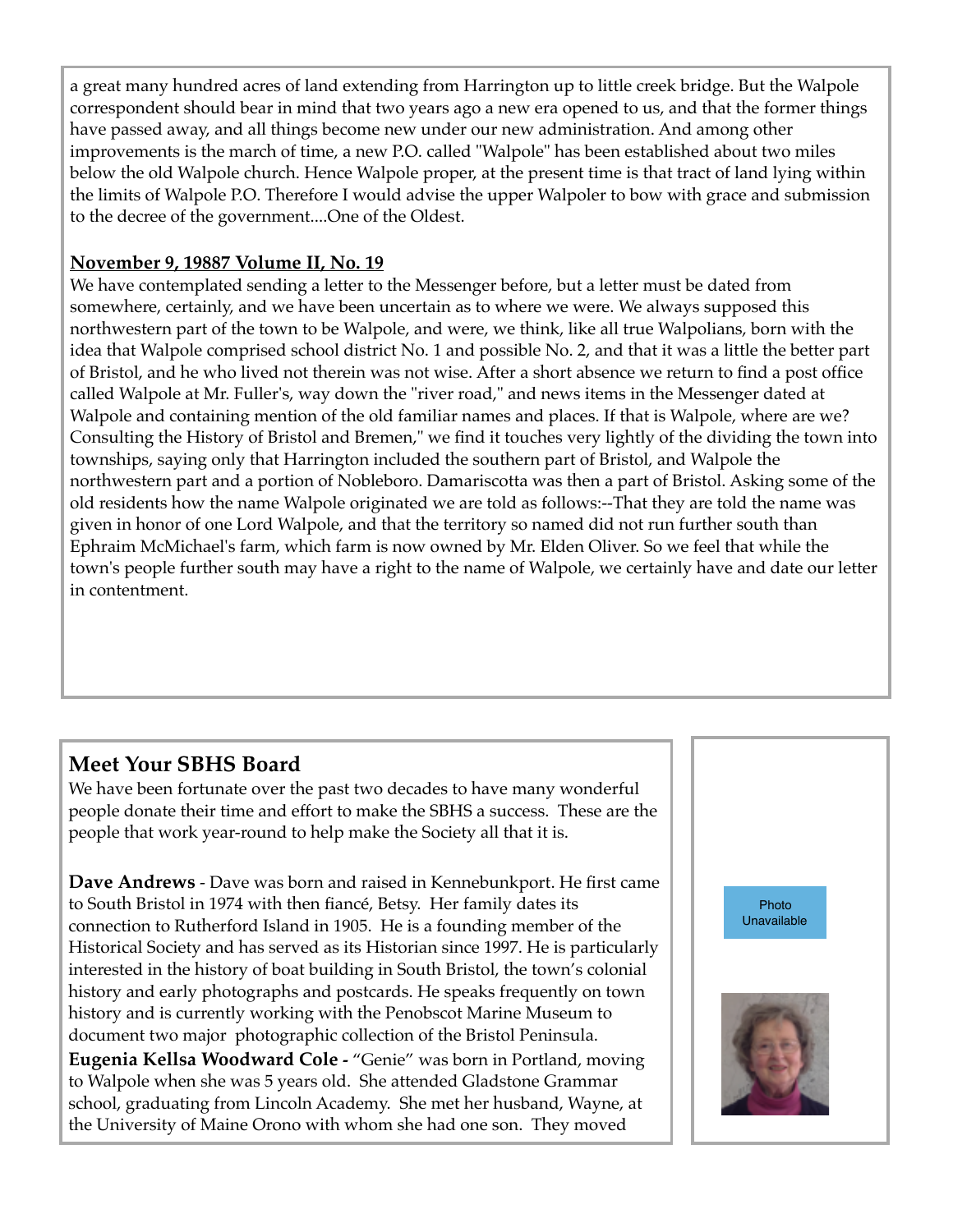a great many hundred acres of land extending from Harrington up to little creek bridge. But the Walpole correspondent should bear in mind that two years ago a new era opened to us, and that the former things have passed away, and all things become new under our new administration. And among other improvements is the march of time, a new P.O. called "Walpole" has been established about two miles below the old Walpole church. Hence Walpole proper, at the present time is that tract of land lying within the limits of Walpole P.O. Therefore I would advise the upper Walpoler to bow with grace and submission to the decree of the government....One of the Oldest.

**November 9, 19887 Volume II, No. 19**

We have contemplated sending a letter to the Messenger before, but a letter must be dated from somewhere, certainly, and we have been uncertain as to where we were. We always supposed this northwestern part of the town to be Walpole, and were, we think, like all true Walpolians, born with the idea that Walpole comprised school district No. 1 and possible No. 2, and that it was a little the better part of Bristol, and he who lived not therein was not wise. After a short absence we return to find a post office called Walpole at Mr. Fuller's, way down the "river road," and news items in the Messenger dated at Walpole and containing mention of the old familiar names and places. If that is Walpole, where are we? Consulting the History of Bristol and Bremen," we find it touches very lightly of the dividing the town into townships, saying only that Harrington included the southern part of Bristol, and Walpole the northwestern part and a portion of Nobleboro. Damariscotta was then a part of Bristol. Asking some of the old residents how the name Walpole originated we are told as follows:--That they are told the name was given in honor of one Lord Walpole, and that the territory so named did not run further south than Ephraim McMichael's farm, which farm is now owned by Mr. Elden Oliver. So we feel that while the town's people further south may have a right to the name of Walpole, we certainly have and date our letter in contentment.

## Meet Your SBHS Board

We have been fortunate over the past two decades to have many wonderful people donate their time and effort to make the SBHS a success. These are the people that work year-round to help make the Society all that it is.

**Dave Andrews** - Dave was born and raised in Kennebunkport. He first came to South Bristol in 1974 with then fiancé, Betsy. Her family dates its connection to Rutherford Island in 1905. He is a founding member of the Historical Society and has served as its Historian since 1997. He is particularly interested in the history of boat building in South Bristol, the town's colonial history and early photographs and postcards. He speaks frequently on town history and is currently working with the Penobscot Marine Museum to document two major photographic collection of the Bristol Peninsula.

**Eugenia Kellsa Woodward Cole -** "Genie" was born in Portland, moving to Walpole when she was 5 years old. She attended Gladstone Grammar school, graduating from Lincoln Academy. She met her husband, Wayne, at the University of Maine Orono with whom she had one son. They moved

Photo Unavailable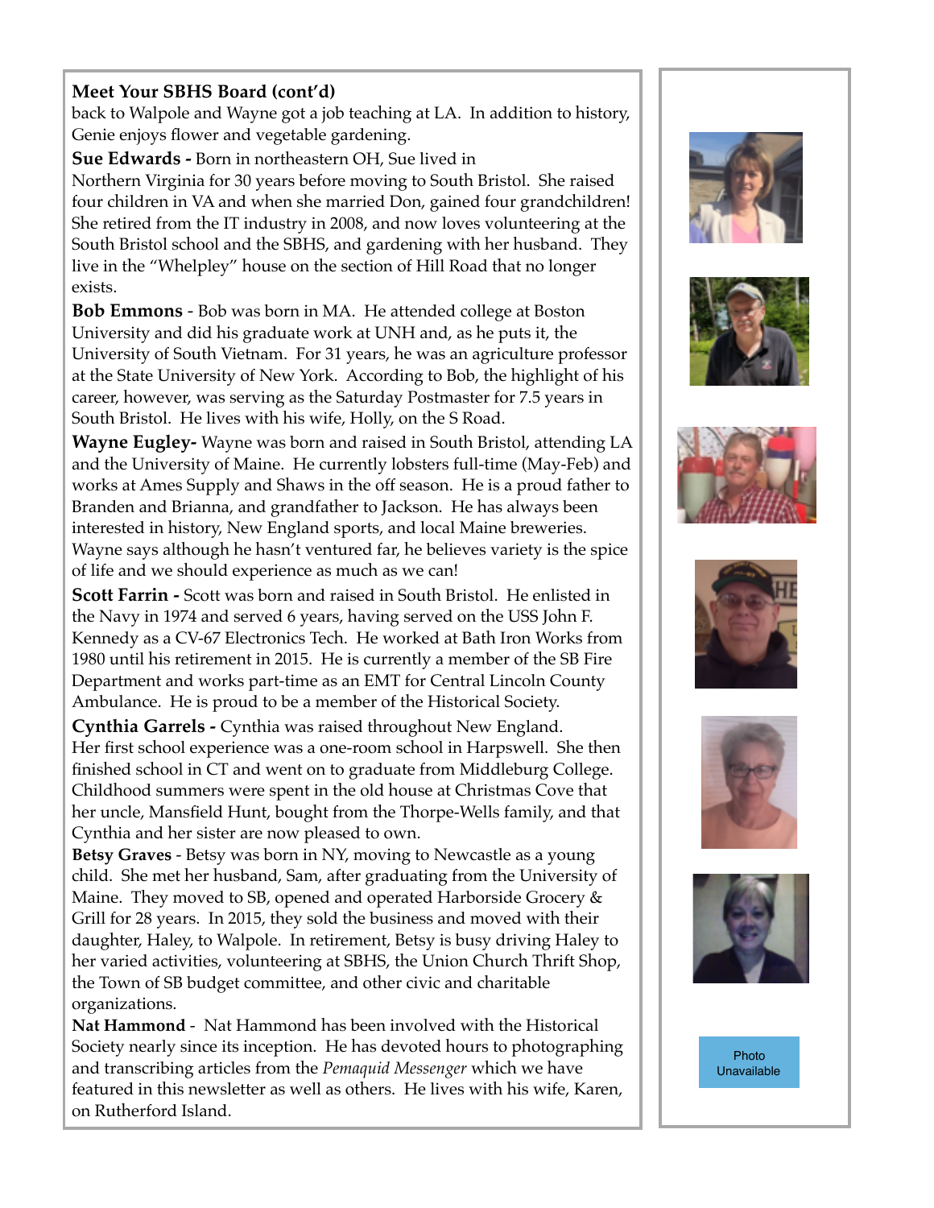**Meet Your SBHS Board (cont'd)**

back to Walpole and Wayne got a job teaching at LA. In addition to history, Genie enjoys flower and vegetable gardening.

**Sue Edwards -** Born in northeastern OH, Sue lived in Northern Virginia for 30 years before moving to South Bristol. She raised four children in VA and when she married Don, gained four grandchildren! She retired from the IT industry in 2008, and now loves volunteering at the South Bristol school and the SBHS, and gardening with her husband. They live in the "Whelpley" house on the section of Hill Road that no longer exists.

**Bob Emmons** - Bob was born in MA. He attended college at Boston University and did his graduate work at UNH and, as he puts it, the University of South Vietnam. For 31 years, he was an agriculture professor at the State University of New York. According to Bob, the highlight of his career, however, was serving as the Saturday Postmaster for 7.5 years in South Bristol. He lives with his wife, Holly, on the S Road.

**Wayne Eugley-** Wayne was born and raised in South Bristol, attending LA and the University of Maine. He currently lobsters full-time (May-Feb) and works at Ames Supply and Shaws in the off season. He is a proud father to Branden and Brianna, and grandfather to Jackson. He has always been interested in history, New England sports, and local Maine breweries. Wayne says although he hasn't ventured far, he believes variety is the spice of life and we should experience as much as we can!

**Scott Farrin -** Scott was born and raised in South Bristol. He enlisted in the Navy in 1974 and served 6 years, having served on the USS John F. Kennedy as a CV-67 Electronics Tech. He worked at Bath Iron Works from 1980 until his retirement in 2015. He is currently a member of the SB Fire Department and works part-time as an EMT for Central Lincoln County Ambulance. He is proud to be a member of the Historical Society.

**Cynthia Garrels -** Cynthia was raised throughout New England. Her first school experience was a one-room school in Harpswell. She then finished school in CT and went on to graduate from Middleburg College. Childhood summers were spent in the old house at Christmas Cove that her uncle, Mansfield Hunt, bought from the Thorpe-Wells family, and that Cynthia and her sister are now pleased to own.

**Betsy Graves** - Betsy was born in NY, moving to Newcastle as a young child. She met her husband, Sam, after graduating from the University of Maine. They moved to SB, opened and operated Harborside Grocery & Grill for 28 years. In 2015, they sold the business and moved with their daughter, Haley, to Walpole. In retirement, Betsy is busy driving Haley to her varied activities, volunteering at SBHS, the Union Church Thrift Shop, the Town of SB budget committee, and other civic and charitable organizations.

**Nat Hammond** - Nat Hammond has been involved with the Historical Society nearly since its inception. He has devoted hours to photographing and transcribing articles from the *Pemaquid Messenger* which we have featured in this newsletter as well as others. He lives with his wife, Karen, on Rutherford Island.

Photo Unavailable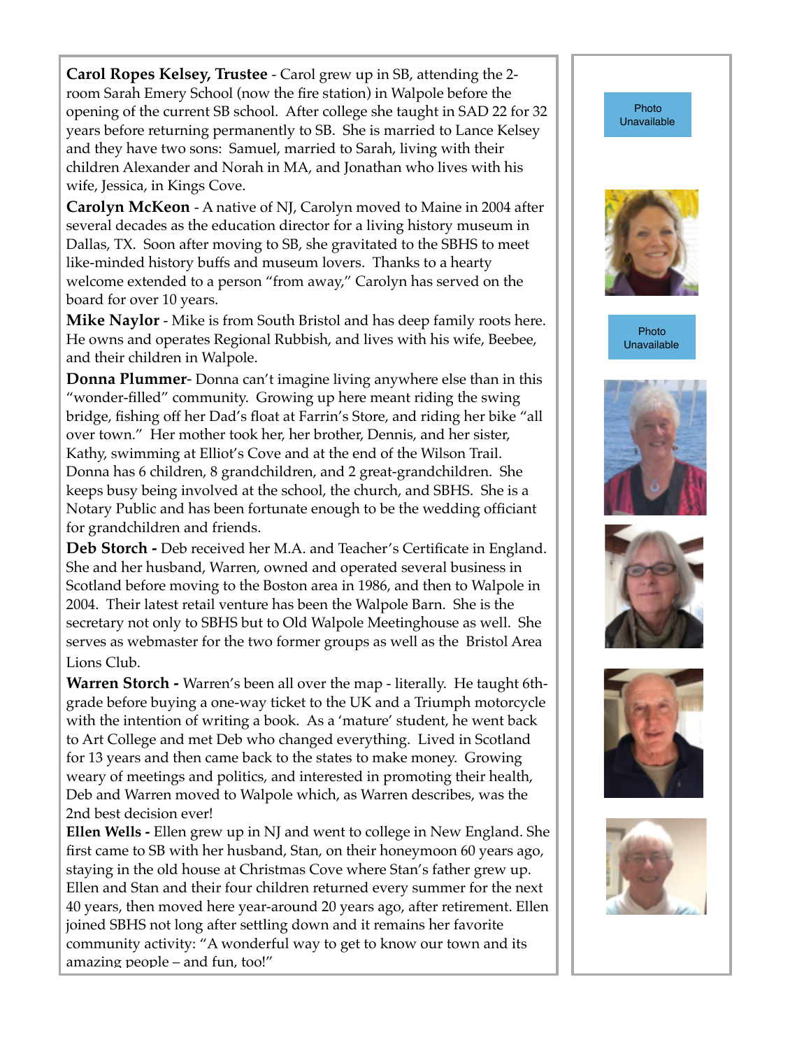**Carol Ropes Kelsey, Trustee** - Carol grew up in SB, attending the 2-room Sarah Emery School (now the fire station) in Walpole before the opening of the current SB school. After college she taught in SAD 22 for 32 years before returning permanently to SB. She is married to Lance Kelsey and they have two sons: Samuel, married to Sarah, living with their children Alexander and Norah in MA, and Jonathan who lives with his wife, Jessica, in Kings Cove.

**Carolyn McKeon** - A native of NJ, Carolyn moved to Maine in 2004 after several decades as the education director for a living history museum in Dallas, TX. Soon after moving to SB, she gravitated to the SBHS to meet like-minded history buffs and museum lovers. Thanks to a hearty welcome extended to a person "from away," Carolyn has served on the board for over 10 years.

**Mike Naylor** - Mike is from South Bristol and has deep family roots here. He owns and operates Regional Rubbish, and lives with his wife, Beebee, and their children in Walpole.

**Donna Plummer**- Donna can't imagine living anywhere else than in this "wonder-filled" community. Growing up here meant riding the swing bridge, fishing off her Dad's float at Farrin's Store, and riding her bike "all over town." Her mother took her, her brother, Dennis, and her sister, Kathy, swimming at Elliot's Cove and at the end of the Wilson Trail. Donna has 6 children, 8 grandchildren, and 2 great-grandchildren. She keeps busy being involved at the school, the church, and SBHS. She is a Notary Public and has been fortunate enough to be the wedding officiant for grandchildren and friends.

**Deb Storch -** Deb received her M.A. and Teacher's Certificate in England. She and her husband, Warren, owned and operated several business in Scotland before moving to the Boston area in 1986, and then to Walpole in 2004. Their latest retail venture has been the Walpole Barn. She is the secretary not only to SBHS but to Old Walpole Meetinghouse as well. She serves as webmaster for the two former groups as well as the Bristol Area Lions Club.

**Warren Storch -** Warren's been all over the map - literally. He taught 6th-grade before buying a one-way ticket to the UK and a Triumph motorcycle with the intention of writing a book. As a 'mature' student, he went back to Art College and met Deb who changed everything. Lived in Scotland for 13 years and then came back to the states to make money. Growing weary of meetings and politics, and interested in promoting their health, Deb and Warren moved to Walpole which, as Warren describes, was the 2nd best decision ever!

**Ellen Wells -** Ellen grew up in NJ and went to college in New England. She first came to SB with her husband, Stan, on their honeymoon 60 years ago, staying in the old house at Christmas Cove where Stan's father grew up. Ellen and Stan and their four children returned every summer for the next 40 years, then moved here year-around 20 years ago, after retirement. Ellen joined SBHS not long after settling down and it remains her favorite community activity: "A wonderful way to get to know our town and its amazing people – and fun, too!"

Photo Unavailable

Photo Unavailable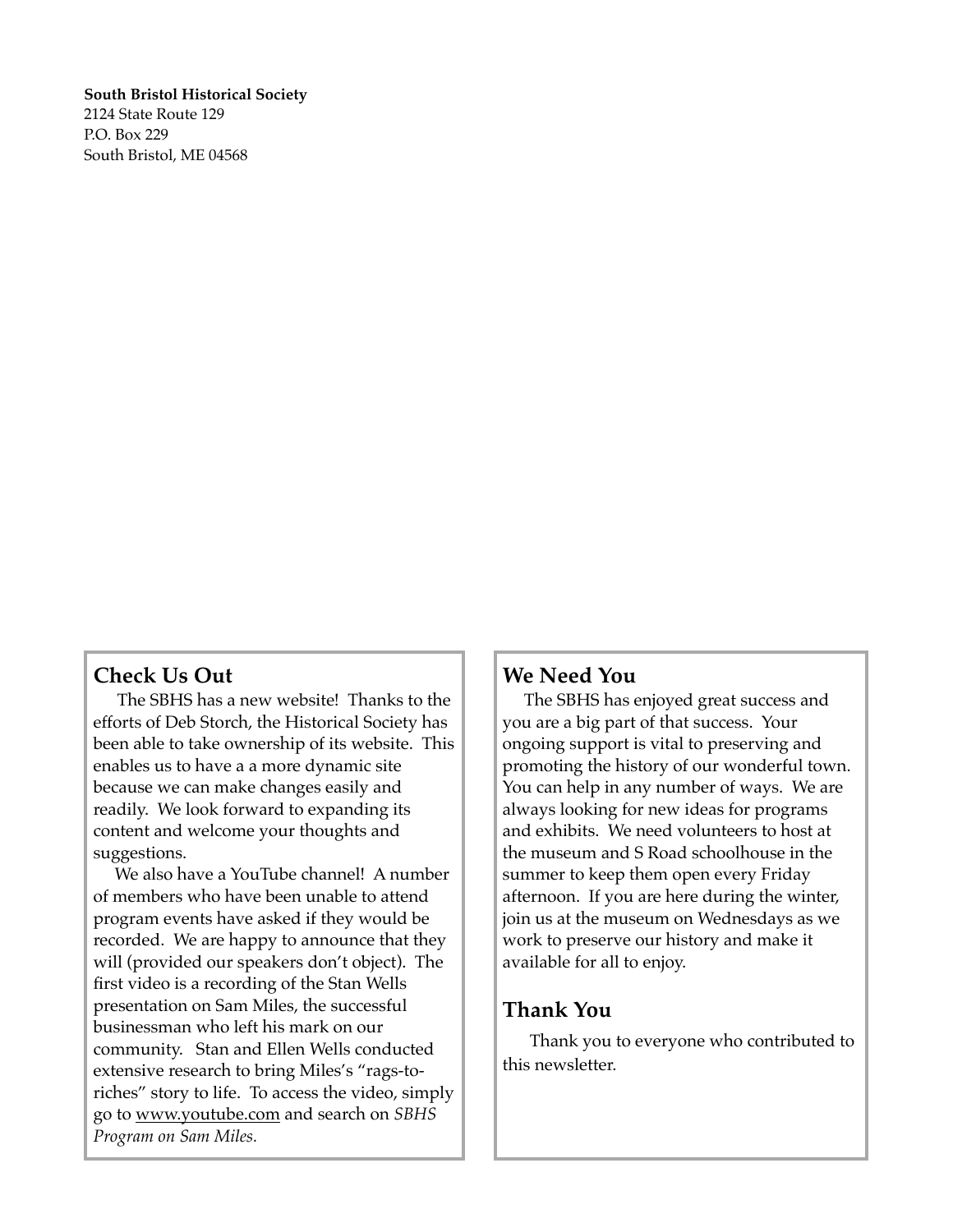**South Bristol Historical Society**
2124 State Route 129
P.O. Box 229
South Bristol, ME 04568

## Check Us Out

The SBHS has a new website! Thanks to the efforts of Deb Storch, the Historical Society has been able to take ownership of its website. This enables us to have a a more dynamic site because we can make changes easily and readily. We look forward to expanding its content and welcome your thoughts and suggestions.

We also have a YouTube channel! A number of members who have been unable to attend program events have asked if they would be recorded. We are happy to announce that they will (provided our speakers don't object). The first video is a recording of the Stan Wells presentation on Sam Miles, the successful businessman who left his mark on our community. Stan and Ellen Wells conducted extensive research to bring Miles's "rags-to-riches" story to life. To access the video, simply go to www.youtube.com and search on *SBHS Program on Sam Miles*.

## We Need You

The SBHS has enjoyed great success and you are a big part of that success. Your ongoing support is vital to preserving and promoting the history of our wonderful town. You can help in any number of ways. We are always looking for new ideas for programs and exhibits. We need volunteers to host at the museum and S Road schoolhouse in the summer to keep them open every Friday afternoon. If you are here during the winter, join us at the museum on Wednesdays as we work to preserve our history and make it available for all to enjoy.

## Thank You

Thank you to everyone who contributed to this newsletter.